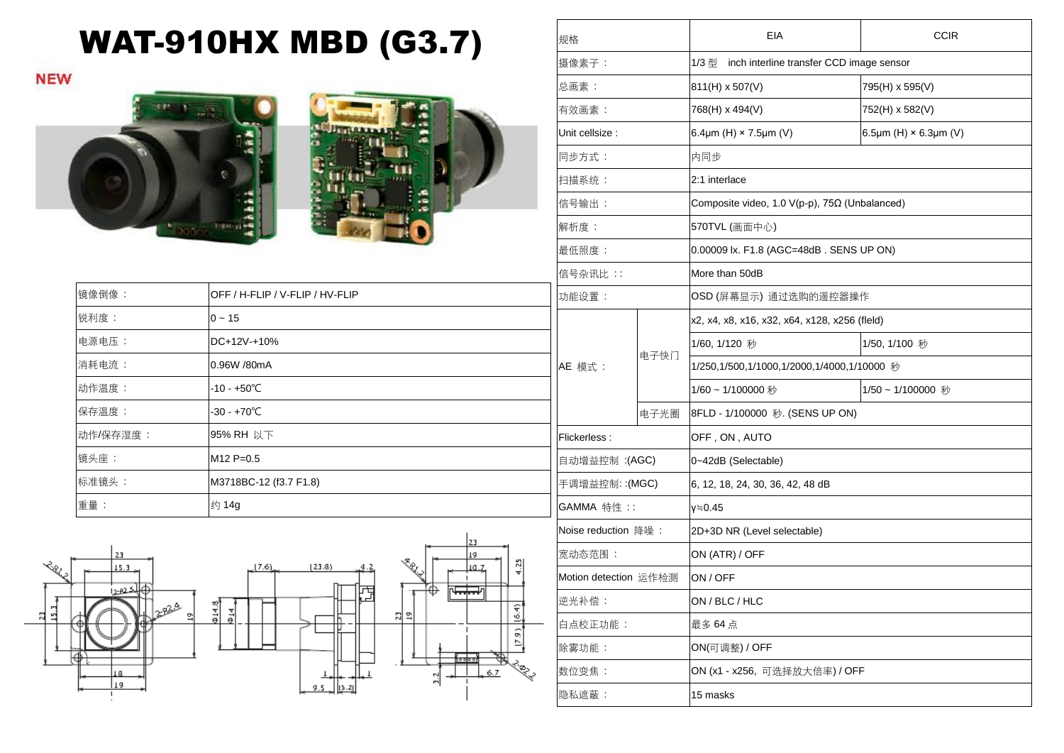# WAT-910HX MBD (G3.7)

NEW

| 镜像倒像： | OFF / H-FLIP / V-FLIP / HV-FLIP |
|---|---|
| 锐利度： | 0 ~ 15 |
| 电源电压： | DC+12V-+10% |
| 消耗电流： | 0.96W /80mA |
| 动作温度： | -10 - +50℃ |
| 保存温度： | -30 - +70℃ |
| 动作/保存湿度： | 95% RH 以下 |
| 镜头座： | M12 P=0.5 |
| 标准镜头： | M3718BC-12 (f3.7 F1.8) |
| 重量： | 约 14g |

| 规格 | | EIA | CCIR |
|---|---|---|---|
| 摄像素子： | | 1/3 型 inch interline transfer CCD image sensor | |
| 总画素： | | 811(H) x 507(V) | 795(H) x 595(V) |
| 有效画素： | | 768(H) x 494(V) | 752(H) x 582(V) |
| Unit cellsize : | | 6.4μm (H) × 7.5μm (V) | 6.5μm (H) × 6.3μm (V) |
| 同步方式： | | 内同步 | |
| 扫描系统： | | 2:1 interlace | |
| 信号输出： | | Composite video, 1.0 V(p-p), 75Ω (Unbalanced) | |
| 解析度： | | 570TVL (画面中心) | |
| 最低照度： | | 0.00009 lx. F1.8 (AGC=48dB . SENS UP ON) | |
| 信号杂讯比 :: | | More than 50dB | |
| 功能设置： | | OSD (屏幕显示) 通过选购的遥控器操作 | |
| AE 模式： | 电子快门 | x2, x4, x8, x16, x32, x64, x128, x256 (fleld) | |
| | | 1/60, 1/120 秒 | 1/50, 1/100 秒 |
| | | 1/250,1/500,1/1000,1/2000,1/4000,1/10000 秒 | |
| | | 1/60 ~ 1/100000 秒 | 1/50 ~ 1/100000 秒 |
| | 电子光圈 | 8FLD - 1/100000 秒. (SENS UP ON) | |
| Flickerless : | | OFF , ON , AUTO | |
| 自动增益控制 :(AGC) | | 0~42dB (Selectable) | |
| 手调增益控制: :(MGC) | | 6, 12, 18, 24, 30, 36, 42, 48 dB | |
| GAMMA 特性 :: | | γ≒0.45 | |
| Noise reduction 降噪： | | 2D+3D NR (Level selectable) | |
| 宽动态范围： | | ON (ATR) / OFF | |
| Motion detection 运作检测 | | ON / OFF | |
| 逆光补偿： | | ON / BLC / HLC | |
| 白点校正功能： | | 最多 64 点 | |
| 除雾功能： | | ON(可调整) / OFF | |
| 数位变焦： | | ON (x1 - x256, 可选择放大倍率) / OFF | |
| 隐私遮蔽： | | 15 masks | |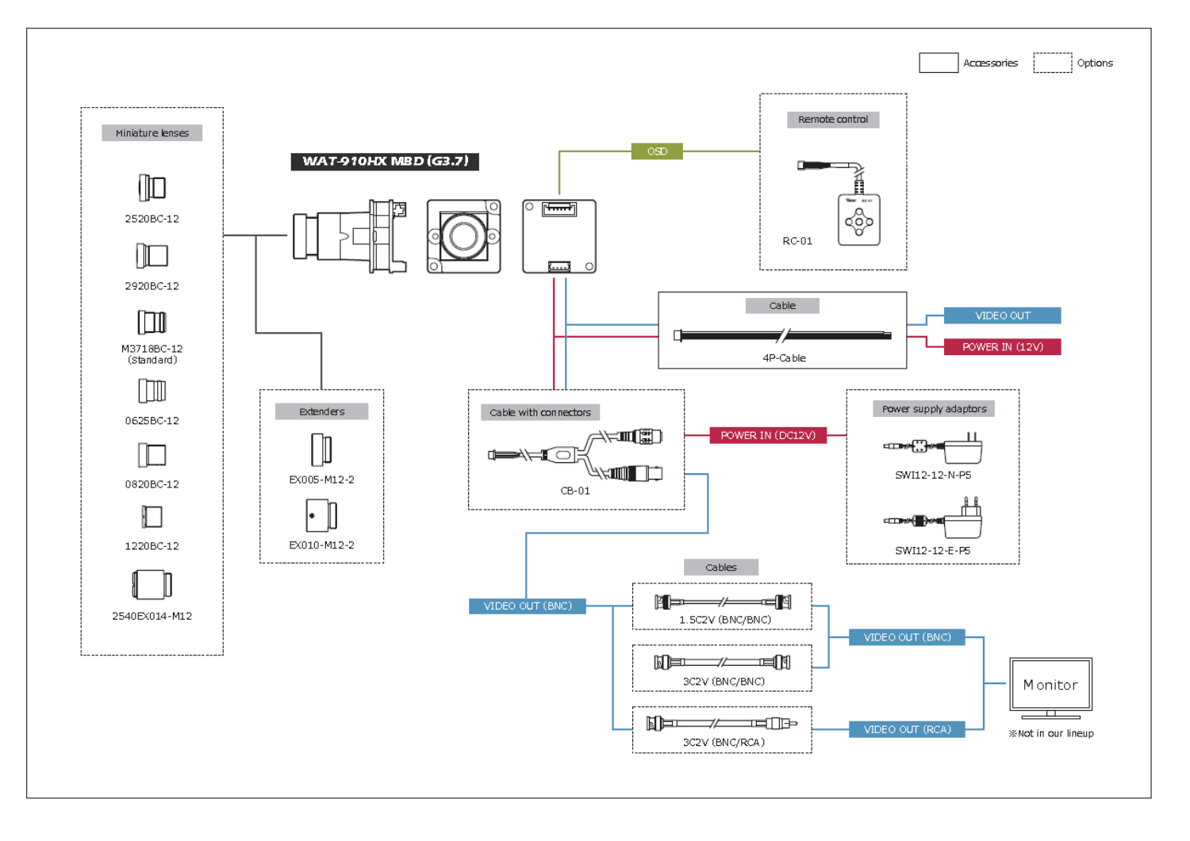Accessories
Options

WAT-910HX MBD (G3.7)

Miniature lenses

2520BC-12

2920BC-12

M3718BC-12
(Standard)

0625BC-12

0820BC-12

1220BC-12

2540EX014-M12

Extenders

EX005-M12-2

EX010-M12-2

OSD

Remote control

RC-01

Cable

4P-Cable

VIDEO OUT

POWER IN (12V)

Cable with connectors

CB-01

POWER IN (DC12V)

Power supply adaptors

SWI12-12-N-P5

SWI12-12-E-P5

Cables

VIDEO OUT (BNC)

1.5C2V (BNC/BNC)

3C2V (BNC/BNC)

3C2V (BNC/RCA)

VIDEO OUT (BNC)

VIDEO OUT (RCA)

Monitor

※Not in our lineup